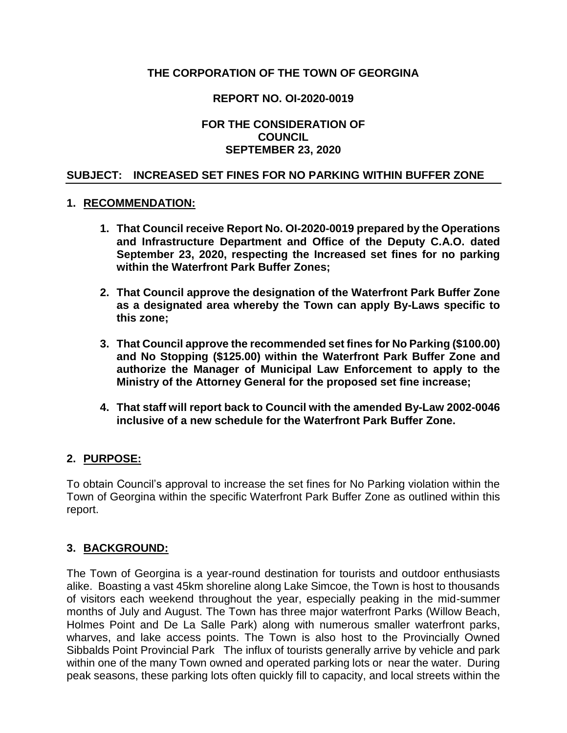**THE CORPORATION OF THE TOWN OF GEORGINA**

**REPORT NO. OI-2020-0019**

**FOR THE CONSIDERATION OF COUNCIL SEPTEMBER 23, 2020**

## SUBJECT: INCREASED SET FINES FOR NO PARKING WITHIN BUFFER ZONE

## 1. RECOMMENDATION:

1. **That Council receive Report No. OI-2020-0019 prepared by the Operations and Infrastructure Department and Office of the Deputy C.A.O. dated September 23, 2020, respecting the Increased set fines for no parking within the Waterfront Park Buffer Zones;**
2. **That Council approve the designation of the Waterfront Park Buffer Zone as a designated area whereby the Town can apply By-Laws specific to this zone;**
3. **That Council approve the recommended set fines for No Parking ($100.00) and No Stopping ($125.00) within the Waterfront Park Buffer Zone and authorize the Manager of Municipal Law Enforcement to apply to the Ministry of the Attorney General for the proposed set fine increase;**
4. **That staff will report back to Council with the amended By-Law 2002-0046 inclusive of a new schedule for the Waterfront Park Buffer Zone.**

## 2. PURPOSE:

To obtain Council's approval to increase the set fines for No Parking violation within the Town of Georgina within the specific Waterfront Park Buffer Zone as outlined within this report.

## 3. BACKGROUND:

The Town of Georgina is a year-round destination for tourists and outdoor enthusiasts alike. Boasting a vast 45km shoreline along Lake Simcoe, the Town is host to thousands of visitors each weekend throughout the year, especially peaking in the mid-summer months of July and August. The Town has three major waterfront Parks (Willow Beach, Holmes Point and De La Salle Park) along with numerous smaller waterfront parks, wharves, and lake access points. The Town is also host to the Provincially Owned Sibbalds Point Provincial Park The influx of tourists generally arrive by vehicle and park within one of the many Town owned and operated parking lots or near the water. During peak seasons, these parking lots often quickly fill to capacity, and local streets within the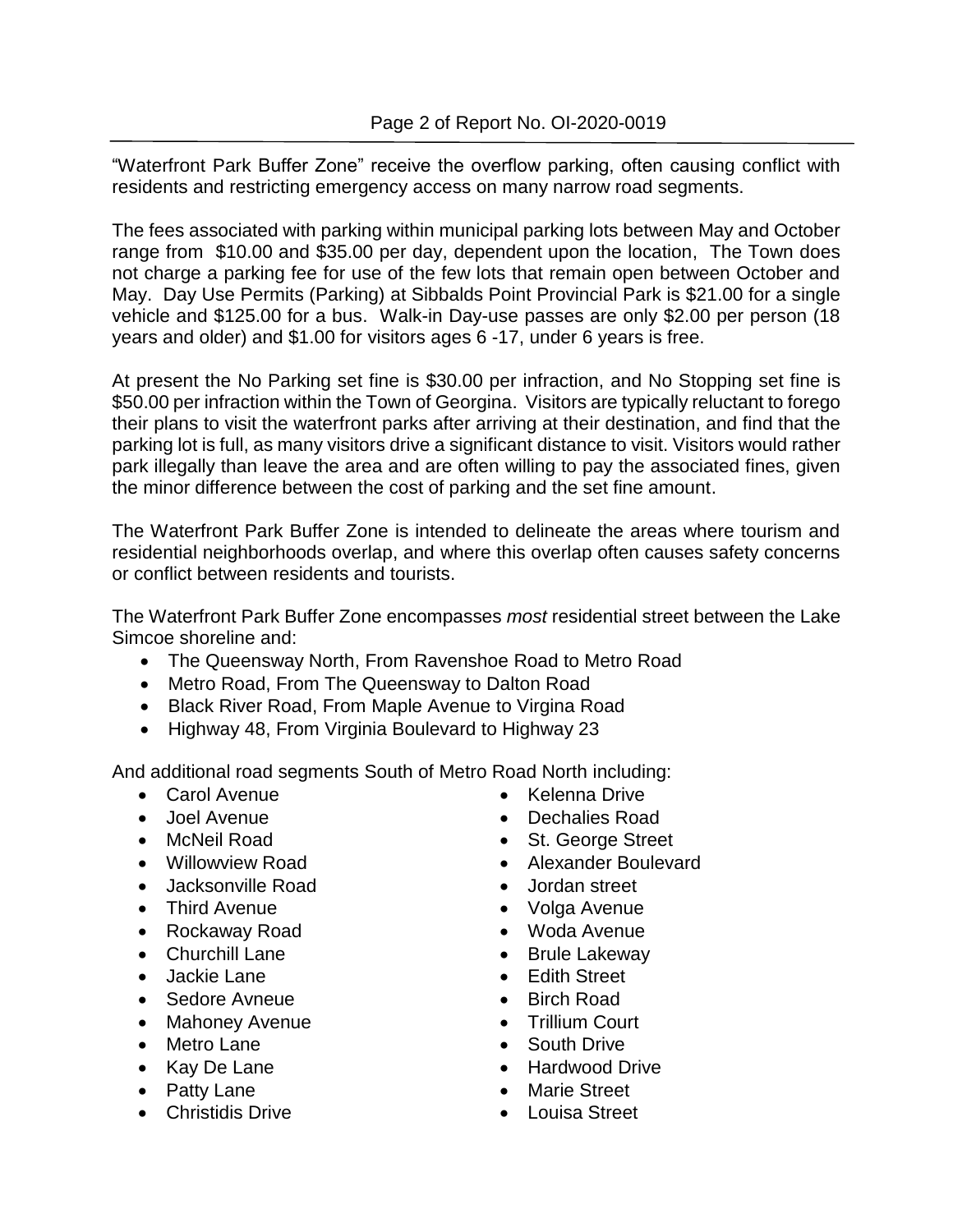"Waterfront Park Buffer Zone" receive the overflow parking, often causing conflict with residents and restricting emergency access on many narrow road segments.

The fees associated with parking within municipal parking lots between May and October range from $10.00 and $35.00 per day, dependent upon the location, The Town does not charge a parking fee for use of the few lots that remain open between October and May. Day Use Permits (Parking) at Sibbalds Point Provincial Park is $21.00 for a single vehicle and $125.00 for a bus. Walk-in Day-use passes are only $2.00 per person (18 years and older) and $1.00 for visitors ages 6 -17, under 6 years is free.

At present the No Parking set fine is $30.00 per infraction, and No Stopping set fine is $50.00 per infraction within the Town of Georgina. Visitors are typically reluctant to forego their plans to visit the waterfront parks after arriving at their destination, and find that the parking lot is full, as many visitors drive a significant distance to visit. Visitors would rather park illegally than leave the area and are often willing to pay the associated fines, given the minor difference between the cost of parking and the set fine amount.

The Waterfront Park Buffer Zone is intended to delineate the areas where tourism and residential neighborhoods overlap, and where this overlap often causes safety concerns or conflict between residents and tourists.

The Waterfront Park Buffer Zone encompasses *most* residential street between the Lake Simcoe shoreline and:

- The Queensway North, From Ravenshoe Road to Metro Road
- Metro Road, From The Queensway to Dalton Road
- Black River Road, From Maple Avenue to Virgina Road
- Highway 48, From Virginia Boulevard to Highway 23

And additional road segments South of Metro Road North including:

- Carol Avenue
- Joel Avenue
- McNeil Road
- Willowview Road
- Jacksonville Road
- Third Avenue
- Rockaway Road
- Churchill Lane
- Jackie Lane
- Sedore Avneue
- Mahoney Avenue
- Metro Lane
- Kay De Lane
- Patty Lane
- Christidis Drive
- Kelenna Drive
- Dechalies Road
- St. George Street
- Alexander Boulevard
- Jordan street
- Volga Avenue
- Woda Avenue
- Brule Lakeway
- Edith Street
- Birch Road
- Trillium Court
- South Drive
- Hardwood Drive
- Marie Street
- Louisa Street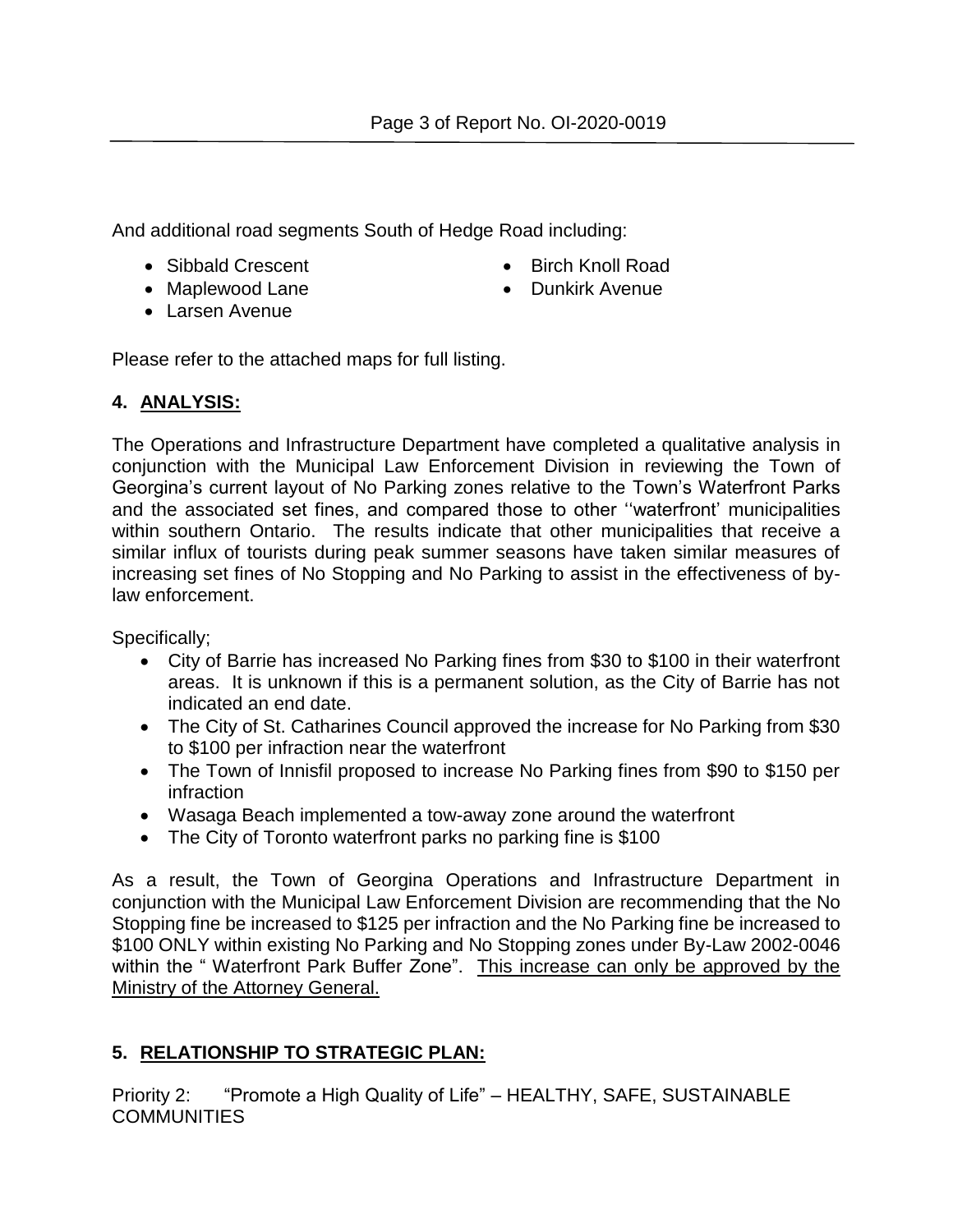And additional road segments South of Hedge Road including:

- Sibbald Crescent
- Maplewood Lane
- Larsen Avenue
- Birch Knoll Road
- Dunkirk Avenue

Please refer to the attached maps for full listing.

## 4. ANALYSIS:

The Operations and Infrastructure Department have completed a qualitative analysis in conjunction with the Municipal Law Enforcement Division in reviewing the Town of Georgina's current layout of No Parking zones relative to the Town's Waterfront Parks and the associated set fines, and compared those to other ''waterfront' municipalities within southern Ontario. The results indicate that other municipalities that receive a similar influx of tourists during peak summer seasons have taken similar measures of increasing set fines of No Stopping and No Parking to assist in the effectiveness of by-law enforcement.

Specifically;

- City of Barrie has increased No Parking fines from $30 to $100 in their waterfront areas. It is unknown if this is a permanent solution, as the City of Barrie has not indicated an end date.
- The City of St. Catharines Council approved the increase for No Parking from $30 to $100 per infraction near the waterfront
- The Town of Innisfil proposed to increase No Parking fines from $90 to $150 per infraction
- Wasaga Beach implemented a tow-away zone around the waterfront
- The City of Toronto waterfront parks no parking fine is $100

As a result, the Town of Georgina Operations and Infrastructure Department in conjunction with the Municipal Law Enforcement Division are recommending that the No Stopping fine be increased to $125 per infraction and the No Parking fine be increased to $100 ONLY within existing No Parking and No Stopping zones under By-Law 2002-0046 within the " Waterfront Park Buffer Zone". <u>This increase can only be approved by the Ministry of the Attorney General.</u>

## 5. RELATIONSHIP TO STRATEGIC PLAN:

Priority 2: "Promote a High Quality of Life" – HEALTHY, SAFE, SUSTAINABLE COMMUNITIES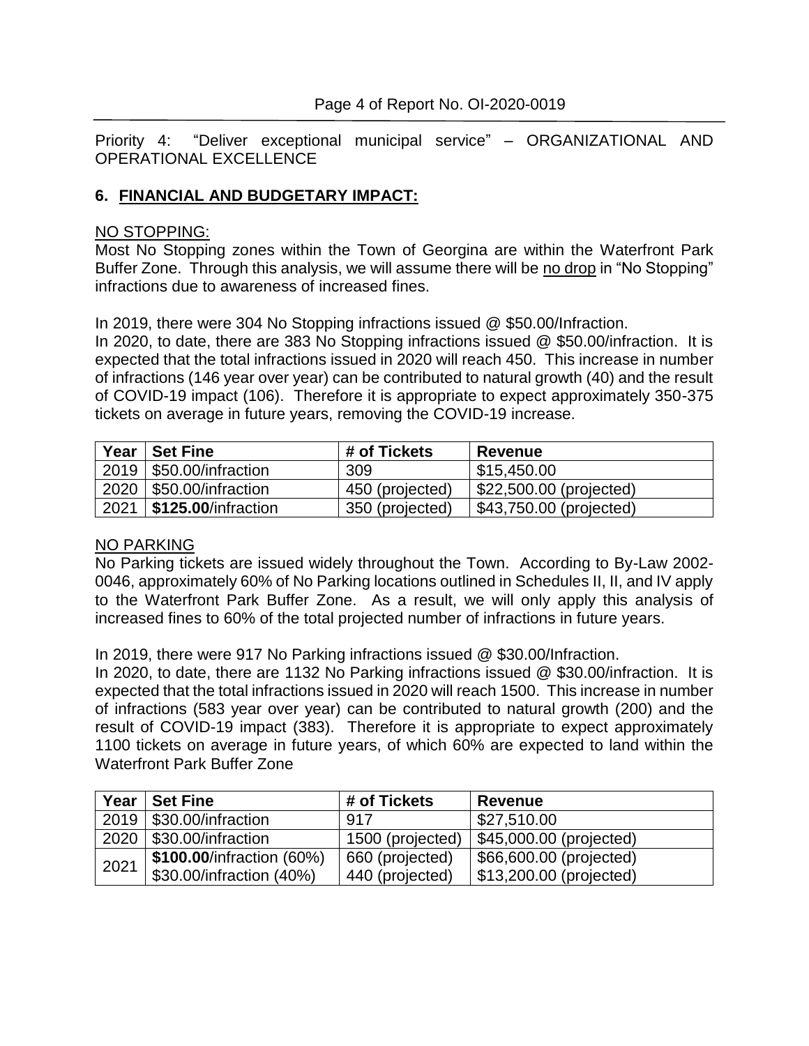Priority 4: "Deliver exceptional municipal service" – ORGANIZATIONAL AND OPERATIONAL EXCELLENCE

## 6. FINANCIAL AND BUDGETARY IMPACT:

NO STOPPING:

Most No Stopping zones within the Town of Georgina are within the Waterfront Park Buffer Zone. Through this analysis, we will assume there will be no drop in "No Stopping" infractions due to awareness of increased fines.

In 2019, there were 304 No Stopping infractions issued @ \$50.00/Infraction.

In 2020, to date, there are 383 No Stopping infractions issued @ \$50.00/infraction. It is expected that the total infractions issued in 2020 will reach 450. This increase in number of infractions (146 year over year) can be contributed to natural growth (40) and the result of COVID-19 impact (106). Therefore it is appropriate to expect approximately 350-375 tickets on average in future years, removing the COVID-19 increase.

| Year | Set Fine | # of Tickets | Revenue |
|---|---|---|---|
| 2019 | \$50.00/infraction | 309 | \$15,450.00 |
| 2020 | \$50.00/infraction | 450 (projected) | \$22,500.00 (projected) |
| 2021 | **\$125.00**/infraction | 350 (projected) | \$43,750.00 (projected) |

NO PARKING

No Parking tickets are issued widely throughout the Town. According to By-Law 2002-0046, approximately 60% of No Parking locations outlined in Schedules II, II, and IV apply to the Waterfront Park Buffer Zone. As a result, we will only apply this analysis of increased fines to 60% of the total projected number of infractions in future years.

In 2019, there were 917 No Parking infractions issued @ \$30.00/Infraction.

In 2020, to date, there are 1132 No Parking infractions issued @ \$30.00/infraction. It is expected that the total infractions issued in 2020 will reach 1500. This increase in number of infractions (583 year over year) can be contributed to natural growth (200) and the result of COVID-19 impact (383). Therefore it is appropriate to expect approximately 1100 tickets on average in future years, of which 60% are expected to land within the Waterfront Park Buffer Zone

| Year | Set Fine | # of Tickets | Revenue |
|---|---|---|---|
| 2019 | \$30.00/infraction | 917 | \$27,510.00 |
| 2020 | \$30.00/infraction | 1500 (projected) | \$45,000.00 (projected) |
| 2021 | **\$100.00**/infraction (60%) | 660 (projected) | \$66,600.00 (projected) |
| | \$30.00/infraction (40%) | 440 (projected) | \$13,200.00 (projected) |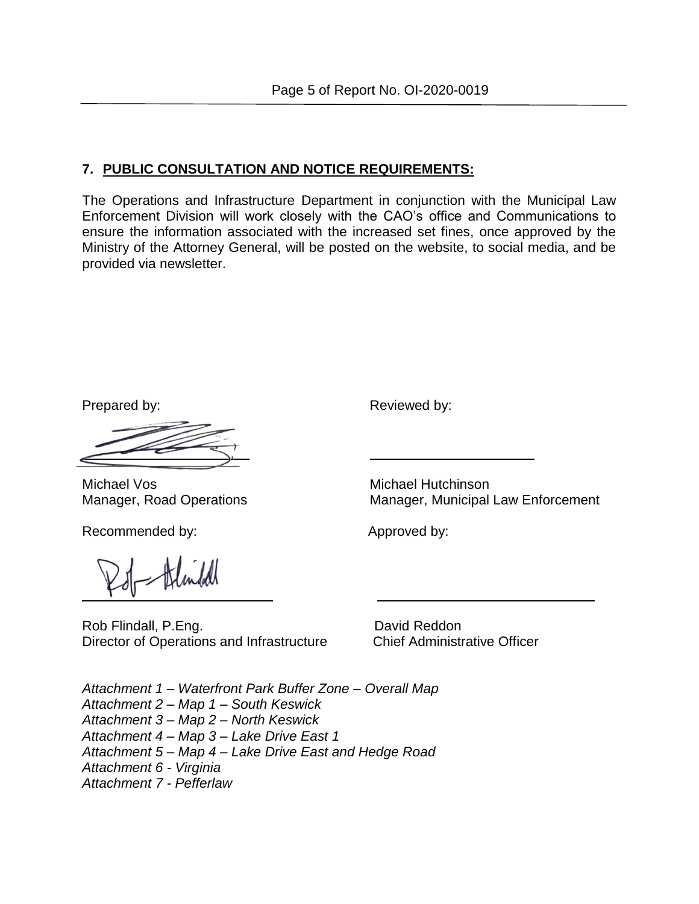## 7. PUBLIC CONSULTATION AND NOTICE REQUIREMENTS:

The Operations and Infrastructure Department in conjunction with the Municipal Law Enforcement Division will work closely with the CAO's office and Communications to ensure the information associated with the increased set fines, once approved by the Ministry of the Attorney General, will be posted on the website, to social media, and be provided via newsletter.

| | |
|---|---|
| Prepared by: | Reviewed by: |
| Michael Vos<br>Manager, Road Operations | Michael Hutchinson<br>Manager, Municipal Law Enforcement |
| Recommended by: | Approved by: |
| Rob Flindall, P.Eng.<br>Director of Operations and Infrastructure | David Reddon<br>Chief Administrative Officer |

*Attachment 1 – Waterfront Park Buffer Zone – Overall Map*
*Attachment 2 – Map 1 – South Keswick*
*Attachment 3 – Map 2 – North Keswick*
*Attachment 4 – Map 3 – Lake Drive East 1*
*Attachment 5 – Map 4 – Lake Drive East and Hedge Road*
*Attachment 6 - Virginia*
*Attachment 7 - Pefferlaw*